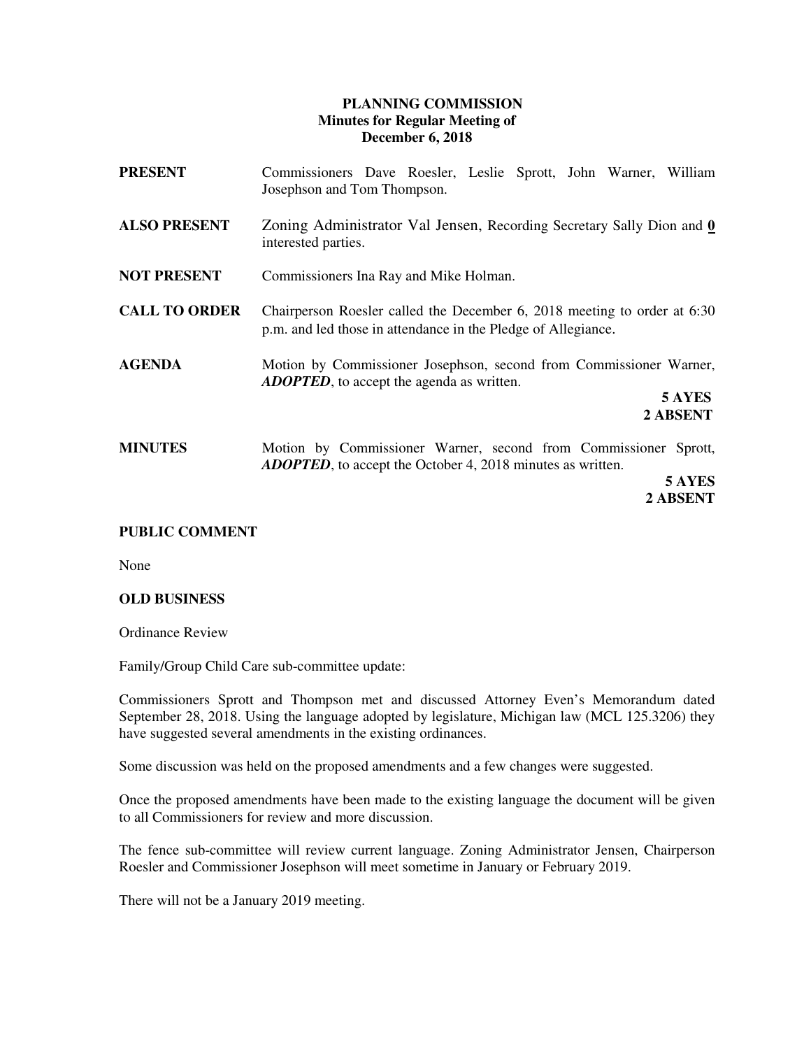# PLANNING COMMISSION
## Minutes for Regular Meeting of
## December 6, 2018

**PRESENT** Commissioners Dave Roesler, Leslie Sprott, John Warner, William Josephson and Tom Thompson.

**ALSO PRESENT** Zoning Administrator Val Jensen, Recording Secretary Sally Dion and **0** interested parties.

**NOT PRESENT** Commissioners Ina Ray and Mike Holman.

**CALL TO ORDER** Chairperson Roesler called the December 6, 2018 meeting to order at 6:30 p.m. and led those in attendance in the Pledge of Allegiance.

**AGENDA** Motion by Commissioner Josephson, second from Commissioner Warner, ***ADOPTED***, to accept the agenda as written.

**5 AYES**
**2 ABSENT**

**MINUTES** Motion by Commissioner Warner, second from Commissioner Sprott, ***ADOPTED***, to accept the October 4, 2018 minutes as written.

**5 AYES**
**2 ABSENT**

**PUBLIC COMMENT**

None

**OLD BUSINESS**

Ordinance Review

Family/Group Child Care sub-committee update:

Commissioners Sprott and Thompson met and discussed Attorney Even's Memorandum dated September 28, 2018. Using the language adopted by legislature, Michigan law (MCL 125.3206) they have suggested several amendments in the existing ordinances.

Some discussion was held on the proposed amendments and a few changes were suggested.

Once the proposed amendments have been made to the existing language the document will be given to all Commissioners for review and more discussion.

The fence sub-committee will review current language. Zoning Administrator Jensen, Chairperson Roesler and Commissioner Josephson will meet sometime in January or February 2019.

There will not be a January 2019 meeting.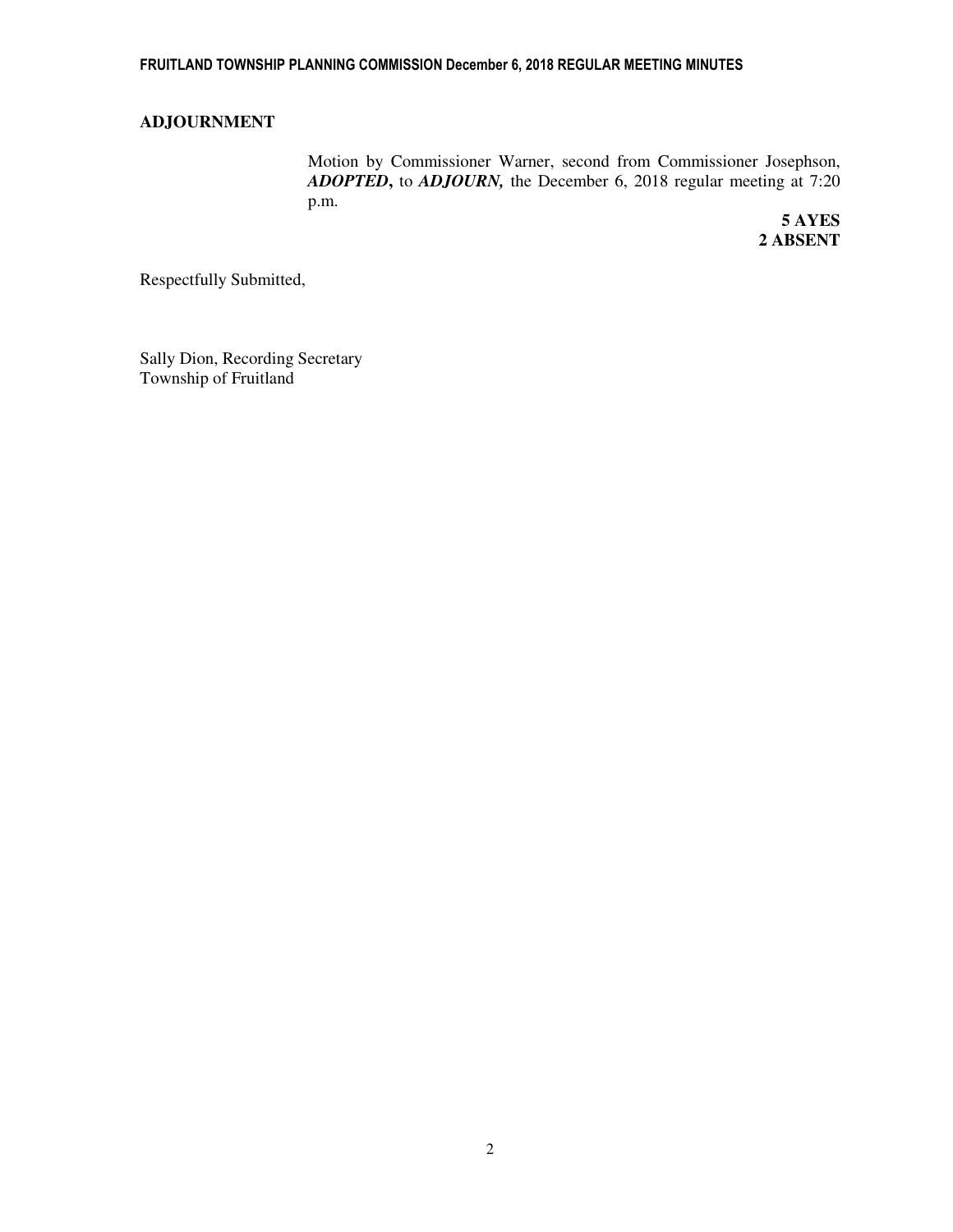## ADJOURNMENT

Motion by Commissioner Warner, second from Commissioner Josephson, ***ADOPTED***, to ***ADJOURN***, the December 6, 2018 regular meeting at 7:20 p.m.

**5 AYES**
**2 ABSENT**

Respectfully Submitted,

Sally Dion, Recording Secretary
Township of Fruitland